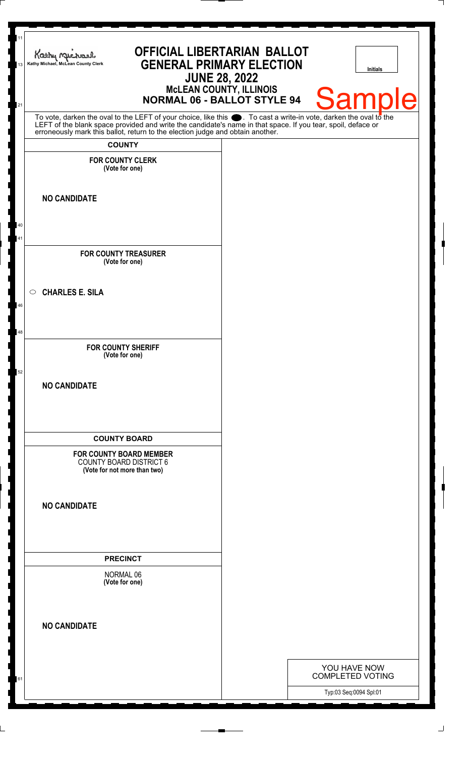Kathy Michael, McLean County Clerk

# OFFICIAL LIBERTARIAN BALLOT
## GENERAL PRIMARY ELECTION
## JUNE 28, 2022
### McLEAN COUNTY, ILLINOIS
### NORMAL 06 - BALLOT STYLE 94

Initials

Sample

To vote, darken the oval to the LEFT of your choice, like this ⬬. To cast a write-in vote, darken the oval to the LEFT of the blank space provided and write the candidate's name in that space. If you tear, spoil, deface or erroneously mark this ballot, return to the election judge and obtain another.

**COUNTY**

**FOR COUNTY CLERK**
**(Vote for one)**

**NO CANDIDATE**

**FOR COUNTY TREASURER**
**(Vote for one)**

○ **CHARLES E. SILA**

**FOR COUNTY SHERIFF**
**(Vote for one)**

**NO CANDIDATE**

**COUNTY BOARD**

**FOR COUNTY BOARD MEMBER**
COUNTY BOARD DISTRICT 6
**(Vote for not more than two)**

**NO CANDIDATE**

**PRECINCT**

NORMAL 06
**(Vote for one)**

**NO CANDIDATE**

YOU HAVE NOW COMPLETED VOTING

Typ:03 Seq:0094 Spl:01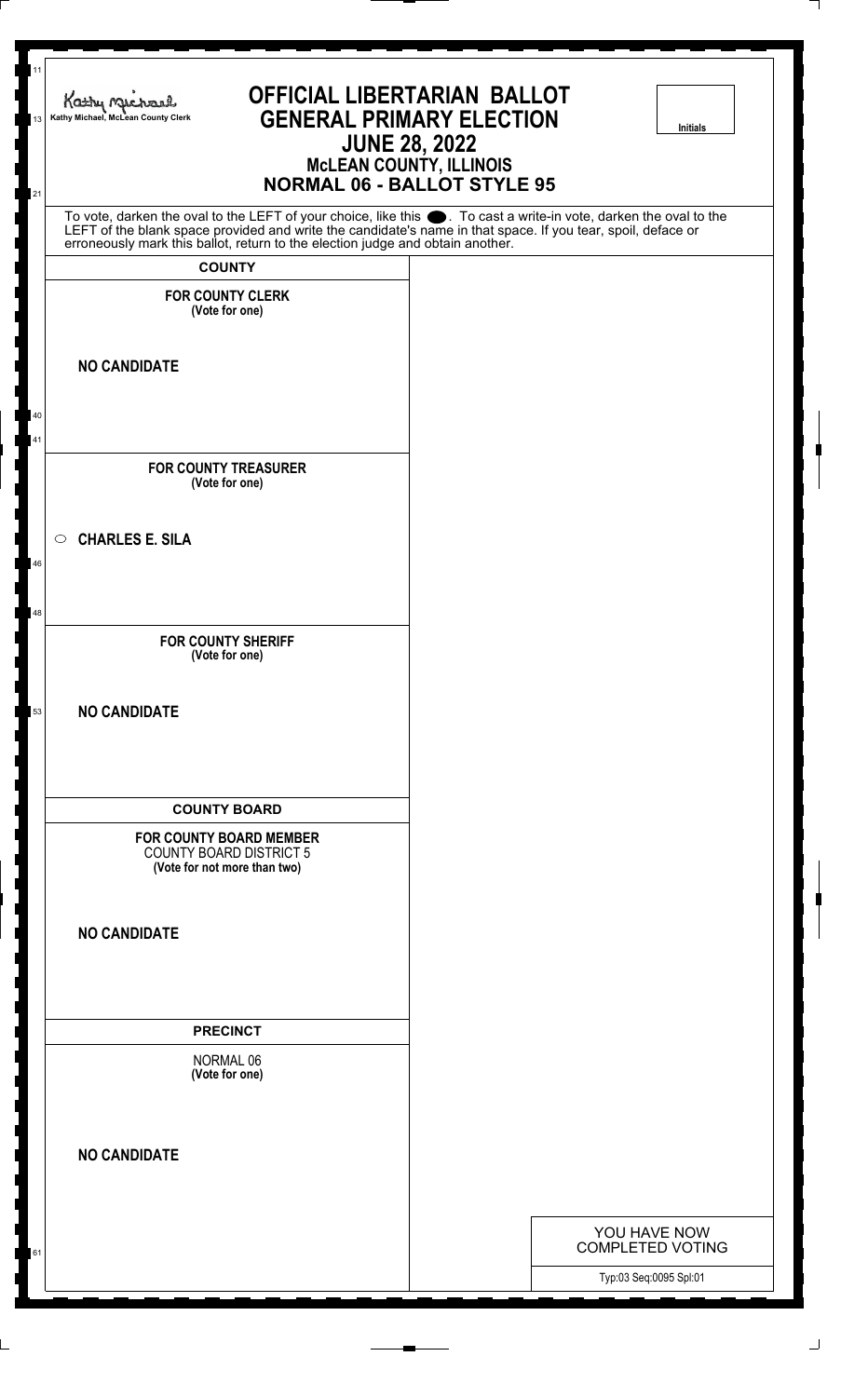Kathy Michael, McLean County Clerk

# OFFICIAL LIBERTARIAN BALLOT
## GENERAL PRIMARY ELECTION
## JUNE 28, 2022
### McLEAN COUNTY, ILLINOIS
### NORMAL 06 - BALLOT STYLE 95

Initials

To vote, darken the oval to the LEFT of your choice, like this ⬤. To cast a write-in vote, darken the oval to the LEFT of the blank space provided and write the candidate's name in that space. If you tear, spoil, deface or erroneously mark this ballot, return to the election judge and obtain another.

**COUNTY**

**FOR COUNTY CLERK**
**(Vote for one)**

**NO CANDIDATE**

**FOR COUNTY TREASURER**
**(Vote for one)**

○ **CHARLES E. SILA**

**FOR COUNTY SHERIFF**
**(Vote for one)**

**NO CANDIDATE**

**COUNTY BOARD**

**FOR COUNTY BOARD MEMBER**
COUNTY BOARD DISTRICT 5
**(Vote for not more than two)**

**NO CANDIDATE**

**PRECINCT**

NORMAL 06
**(Vote for one)**

**NO CANDIDATE**

YOU HAVE NOW COMPLETED VOTING

Typ:03 Seq:0095 Spl:01